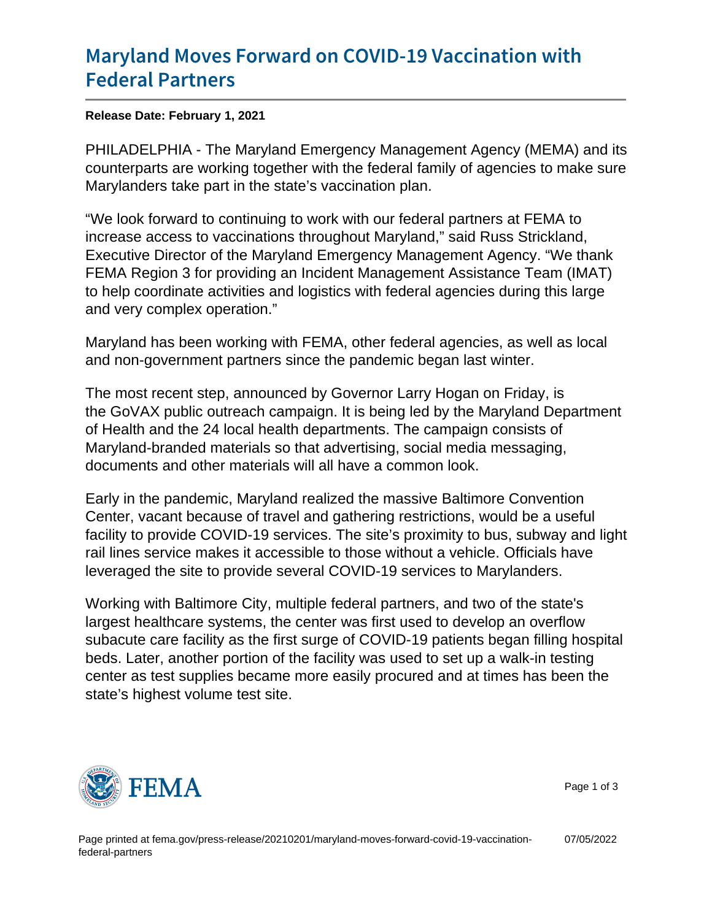# Maryland Moves Forward on COVID-19 Vaccination with Federal Partners

**Release Date: February 1, 2021**

PHILADELPHIA - The Maryland Emergency Management Agency (MEMA) and its counterparts are working together with the federal family of agencies to make sure Marylanders take part in the state's vaccination plan.

"We look forward to continuing to work with our federal partners at FEMA to increase access to vaccinations throughout Maryland," said Russ Strickland, Executive Director of the Maryland Emergency Management Agency. "We thank FEMA Region 3 for providing an Incident Management Assistance Team (IMAT) to help coordinate activities and logistics with federal agencies during this large and very complex operation."

Maryland has been working with FEMA, other federal agencies, as well as local and non-government partners since the pandemic began last winter.

The most recent step, announced by Governor Larry Hogan on Friday, is the GoVAX public outreach campaign. It is being led by the Maryland Department of Health and the 24 local health departments. The campaign consists of Maryland-branded materials so that advertising, social media messaging, documents and other materials will all have a common look.

Early in the pandemic, Maryland realized the massive Baltimore Convention Center, vacant because of travel and gathering restrictions, would be a useful facility to provide COVID-19 services. The site's proximity to bus, subway and light rail lines service makes it accessible to those without a vehicle. Officials have leveraged the site to provide several COVID-19 services to Marylanders.

Working with Baltimore City, multiple federal partners, and two of the state's largest healthcare systems, the center was first used to develop an overflow subacute care facility as the first surge of COVID-19 patients began filling hospital beds. Later, another portion of the facility was used to set up a walk-in testing center as test supplies became more easily procured and at times has been the state's highest volume test site.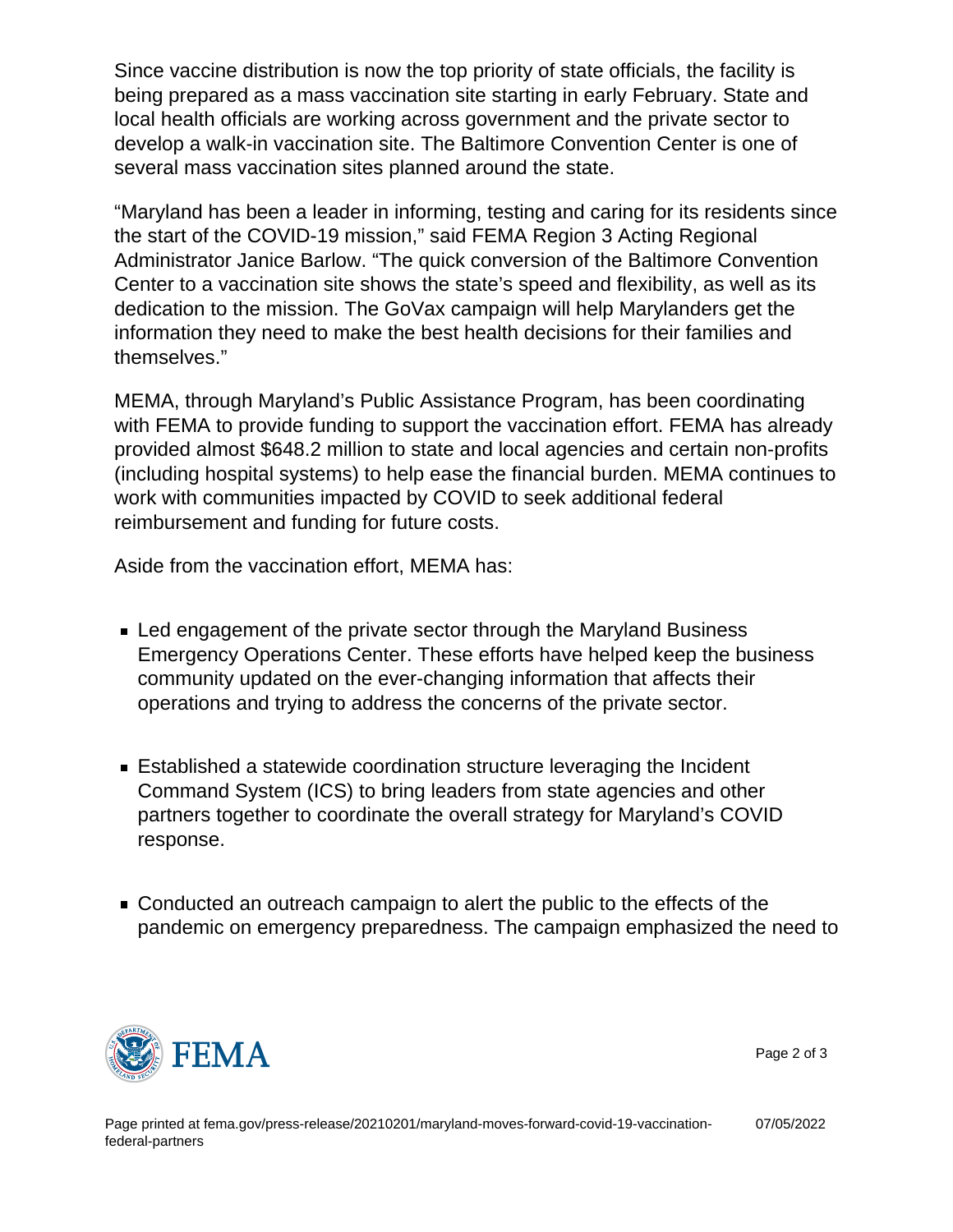Since vaccine distribution is now the top priority of state officials, the facility is being prepared as a mass vaccination site starting in early February. State and local health officials are working across government and the private sector to develop a walk-in vaccination site. The Baltimore Convention Center is one of several mass vaccination sites planned around the state.

"Maryland has been a leader in informing, testing and caring for its residents since the start of the COVID-19 mission," said FEMA Region 3 Acting Regional Administrator Janice Barlow. "The quick conversion of the Baltimore Convention Center to a vaccination site shows the state's speed and flexibility, as well as its dedication to the mission. The GoVax campaign will help Marylanders get the information they need to make the best health decisions for their families and themselves."

MEMA, through Maryland's Public Assistance Program, has been coordinating with FEMA to provide funding to support the vaccination effort. FEMA has already provided almost $648.2 million to state and local agencies and certain non-profits (including hospital systems) to help ease the financial burden. MEMA continues to work with communities impacted by COVID to seek additional federal reimbursement and funding for future costs.

Aside from the vaccination effort, MEMA has:

- Led engagement of the private sector through the Maryland Business Emergency Operations Center. These efforts have helped keep the business community updated on the ever-changing information that affects their operations and trying to address the concerns of the private sector.

- Established a statewide coordination structure leveraging the Incident Command System (ICS) to bring leaders from state agencies and other partners together to coordinate the overall strategy for Maryland's COVID response.

- Conducted an outreach campaign to alert the public to the effects of the pandemic on emergency preparedness. The campaign emphasized the need to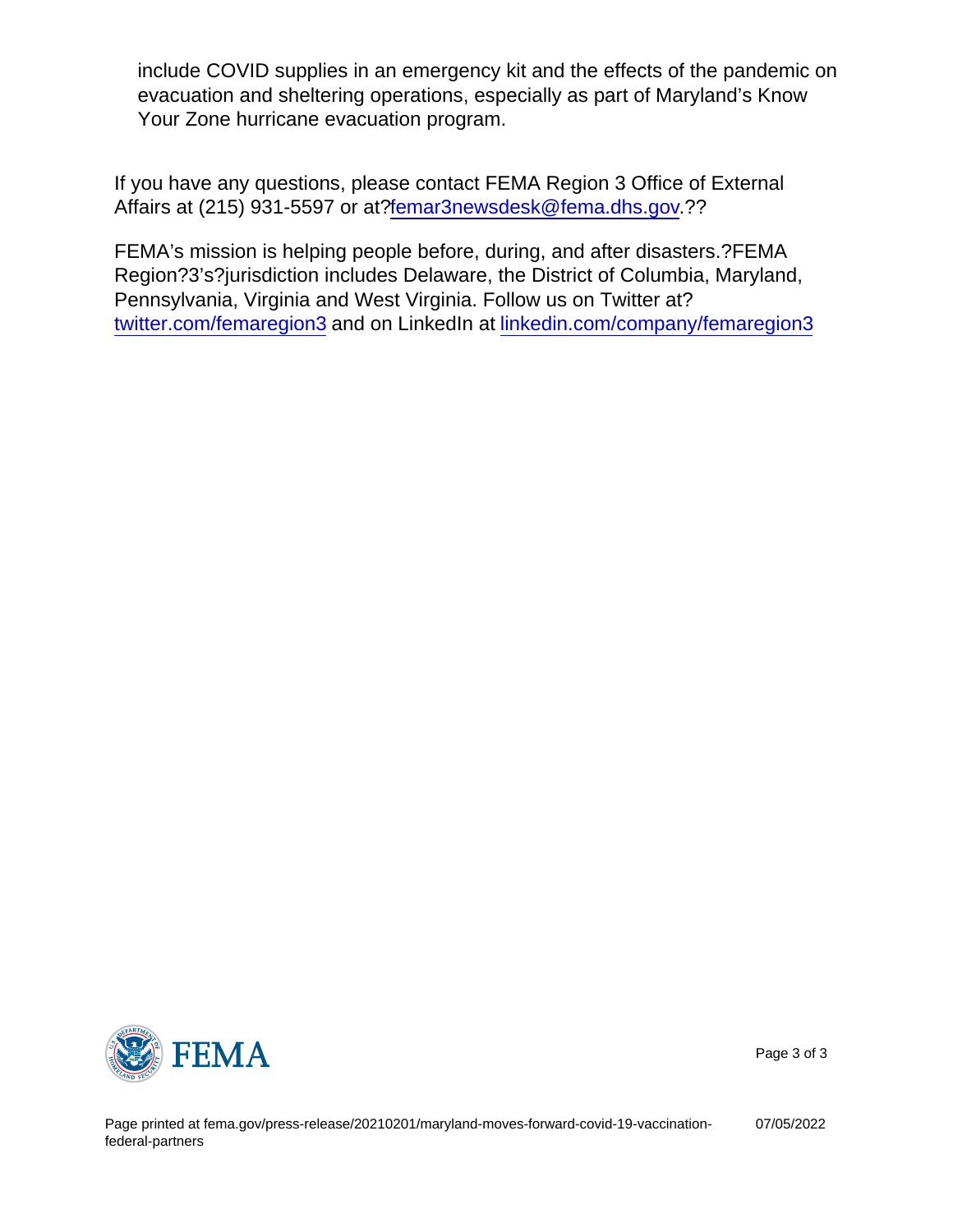include COVID supplies in an emergency kit and the effects of the pandemic on evacuation and sheltering operations, especially as part of Maryland's Know Your Zone hurricane evacuation program.

If you have any questions, please contact FEMA Region 3 Office of External Affairs at (215) 931-5597 or at?femar3newsdesk@fema.dhs.gov.??

FEMA's mission is helping people before, during, and after disasters.?FEMA Region?3's?jurisdiction includes Delaware, the District of Columbia, Maryland, Pennsylvania, Virginia and West Virginia. Follow us on Twitter at? twitter.com/femaregion3 and on LinkedIn at linkedin.com/company/femaregion3